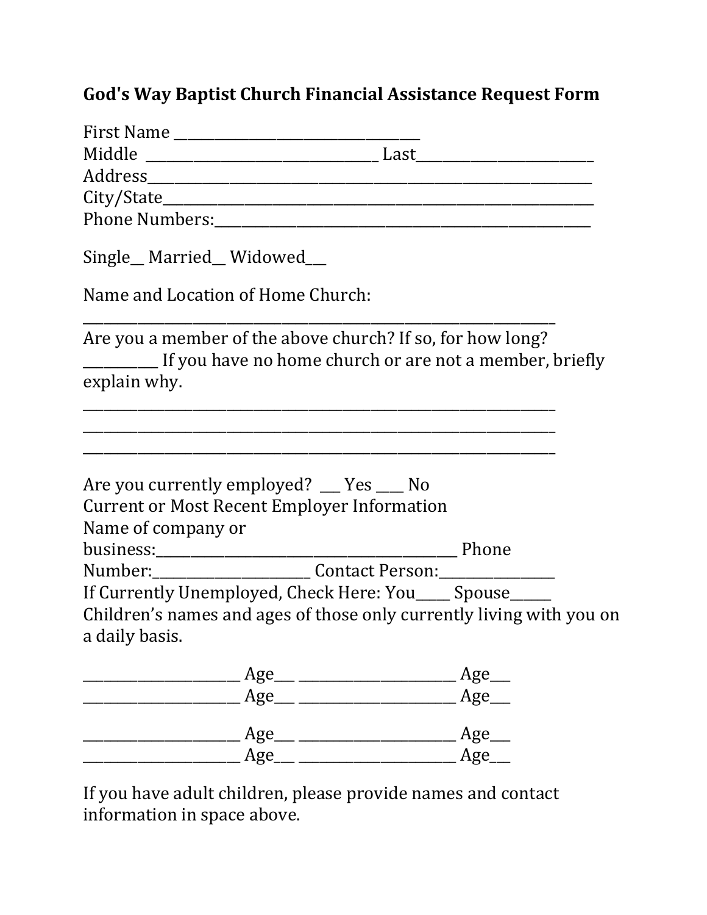# God's Way Baptist Church Financial Assistance Request Form

First Name ___________________________________
Middle ________________________________ Last________________________
Address________________________________________________________
City/State______________________________________________________
Phone Numbers:_____________________________________________

Single__ Married__ Widowed___

Name and Location of Home Church:

_________________________________________________________________

Are you a member of the above church? If so, for how long? __________ If you have no home church or are not a member, briefly explain why.

_________________________________________________________________
_________________________________________________________________
_________________________________________________________________

Are you currently employed? ___ Yes ____ No
Current or Most Recent Employer Information
Name of company or business:___________________________________________ Phone Number:_____________________ Contact Person:_______________
If Currently Unemployed, Check Here: You_____ Spouse______
Children's names and ages of those only currently living with you on a daily basis.

_____________________ Age___ _____________________ Age___
_____________________ Age___ _____________________ Age___

_____________________ Age___ _____________________ Age___
_____________________ Age___ _____________________ Age___

If you have adult children, please provide names and contact information in space above.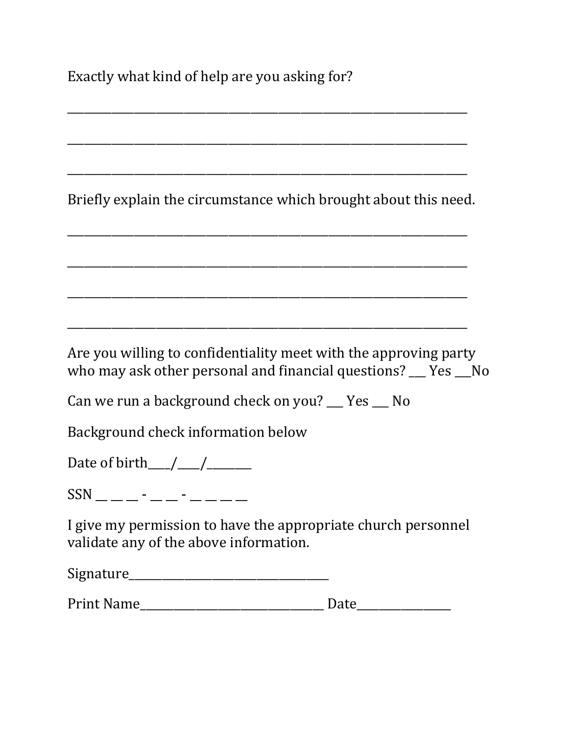Exactly what kind of help are you asking for?

______________________________________________________________________

______________________________________________________________________

______________________________________________________________________

Briefly explain the circumstance which brought about this need.

______________________________________________________________________

______________________________________________________________________

______________________________________________________________________

______________________________________________________________________

Are you willing to confidentiality meet with the approving party who may ask other personal and financial questions? ___ Yes ___No

Can we run a background check on you? ___ Yes ___ No

Background check information below

Date of birth____/____/________

SSN __ __ __ - __ __ - __ __ __ __

I give my permission to have the appropriate church personnel validate any of the above information.

Signature____________________________________

Print Name_________________________________ Date________________